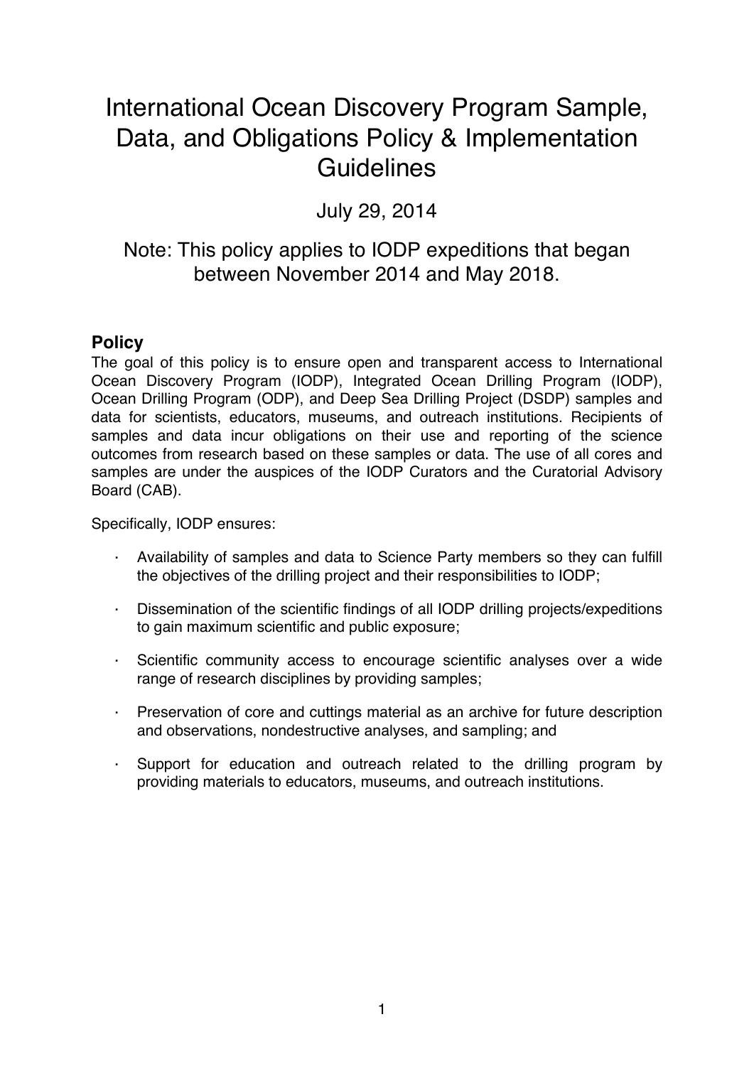# International Ocean Discovery Program Sample, Data, and Obligations Policy & Implementation Guidelines

July 29, 2014

Note: This policy applies to IODP expeditions that began between November 2014 and May 2018.

## Policy

The goal of this policy is to ensure open and transparent access to International Ocean Discovery Program (IODP), Integrated Ocean Drilling Program (IODP), Ocean Drilling Program (ODP), and Deep Sea Drilling Project (DSDP) samples and data for scientists, educators, museums, and outreach institutions. Recipients of samples and data incur obligations on their use and reporting of the science outcomes from research based on these samples or data. The use of all cores and samples are under the auspices of the IODP Curators and the Curatorial Advisory Board (CAB).

Specifically, IODP ensures:

- Availability of samples and data to Science Party members so they can fulfill the objectives of the drilling project and their responsibilities to IODP;
- Dissemination of the scientific findings of all IODP drilling projects/expeditions to gain maximum scientific and public exposure;
- Scientific community access to encourage scientific analyses over a wide range of research disciplines by providing samples;
- Preservation of core and cuttings material as an archive for future description and observations, nondestructive analyses, and sampling; and
- Support for education and outreach related to the drilling program by providing materials to educators, museums, and outreach institutions.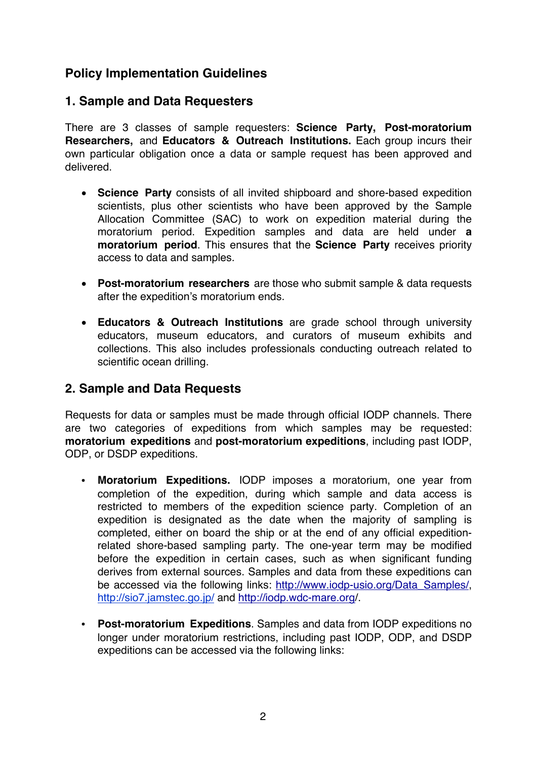## Policy Implementation Guidelines

## 1. Sample and Data Requesters

There are 3 classes of sample requesters: **Science Party, Post-moratorium Researchers,** and **Educators & Outreach Institutions.** Each group incurs their own particular obligation once a data or sample request has been approved and delivered.

- **Science Party** consists of all invited shipboard and shore-based expedition scientists, plus other scientists who have been approved by the Sample Allocation Committee (SAC) to work on expedition material during the moratorium period. Expedition samples and data are held under **a moratorium period**. This ensures that the **Science Party** receives priority access to data and samples.

- **Post-moratorium researchers** are those who submit sample & data requests after the expedition's moratorium ends.

- **Educators & Outreach Institutions** are grade school through university educators, museum educators, and curators of museum exhibits and collections. This also includes professionals conducting outreach related to scientific ocean drilling.

## 2. Sample and Data Requests

Requests for data or samples must be made through official IODP channels. There are two categories of expeditions from which samples may be requested: **moratorium expeditions** and **post-moratorium expeditions**, including past IODP, ODP, or DSDP expeditions.

- **Moratorium Expeditions.** IODP imposes a moratorium, one year from completion of the expedition, during which sample and data access is restricted to members of the expedition science party. Completion of an expedition is designated as the date when the majority of sampling is completed, either on board the ship or at the end of any official expedition-related shore-based sampling party. The one-year term may be modified before the expedition in certain cases, such as when significant funding derives from external sources. Samples and data from these expeditions can be accessed via the following links: [http://www.iodp-usio.org/Data_Samples/](http://www.iodp-usio.org/Data_Samples/), [http://sio7.jamstec.go.jp/](http://sio7.jamstec.go.jp/) and [http://iodp.wdc-mare.org/](http://iodp.wdc-mare.org/).

- **Post-moratorium Expeditions**. Samples and data from IODP expeditions no longer under moratorium restrictions, including past IODP, ODP, and DSDP expeditions can be accessed via the following links: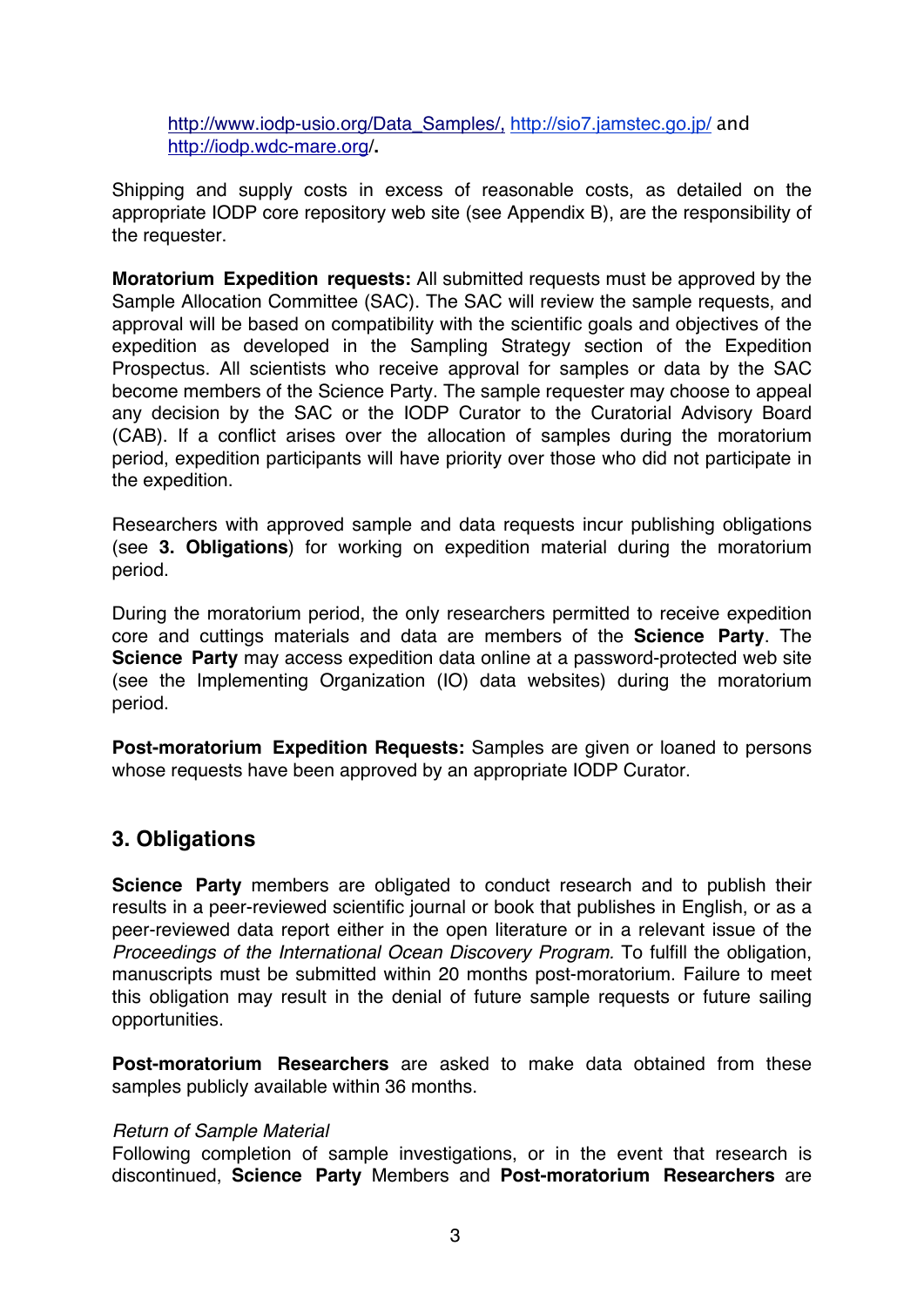http://www.iodp-usio.org/Data_Samples/, http://sio7.jamstec.go.jp/ and http://iodp.wdc-mare.org/.

Shipping and supply costs in excess of reasonable costs, as detailed on the appropriate IODP core repository web site (see Appendix B), are the responsibility of the requester.

**Moratorium Expedition requests:** All submitted requests must be approved by the Sample Allocation Committee (SAC). The SAC will review the sample requests, and approval will be based on compatibility with the scientific goals and objectives of the expedition as developed in the Sampling Strategy section of the Expedition Prospectus. All scientists who receive approval for samples or data by the SAC become members of the Science Party. The sample requester may choose to appeal any decision by the SAC or the IODP Curator to the Curatorial Advisory Board (CAB). If a conflict arises over the allocation of samples during the moratorium period, expedition participants will have priority over those who did not participate in the expedition.

Researchers with approved sample and data requests incur publishing obligations (see **3. Obligations**) for working on expedition material during the moratorium period.

During the moratorium period, the only researchers permitted to receive expedition core and cuttings materials and data are members of the **Science Party**. The **Science Party** may access expedition data online at a password-protected web site (see the Implementing Organization (IO) data websites) during the moratorium period.

**Post-moratorium Expedition Requests:** Samples are given or loaned to persons whose requests have been approved by an appropriate IODP Curator.

## 3. Obligations

**Science Party** members are obligated to conduct research and to publish their results in a peer-reviewed scientific journal or book that publishes in English, or as a peer-reviewed data report either in the open literature or in a relevant issue of the *Proceedings of the International Ocean Discovery Program.* To fulfill the obligation, manuscripts must be submitted within 20 months post-moratorium. Failure to meet this obligation may result in the denial of future sample requests or future sailing opportunities.

**Post-moratorium Researchers** are asked to make data obtained from these samples publicly available within 36 months.

*Return of Sample Material*

Following completion of sample investigations, or in the event that research is discontinued, **Science Party** Members and **Post-moratorium Researchers** are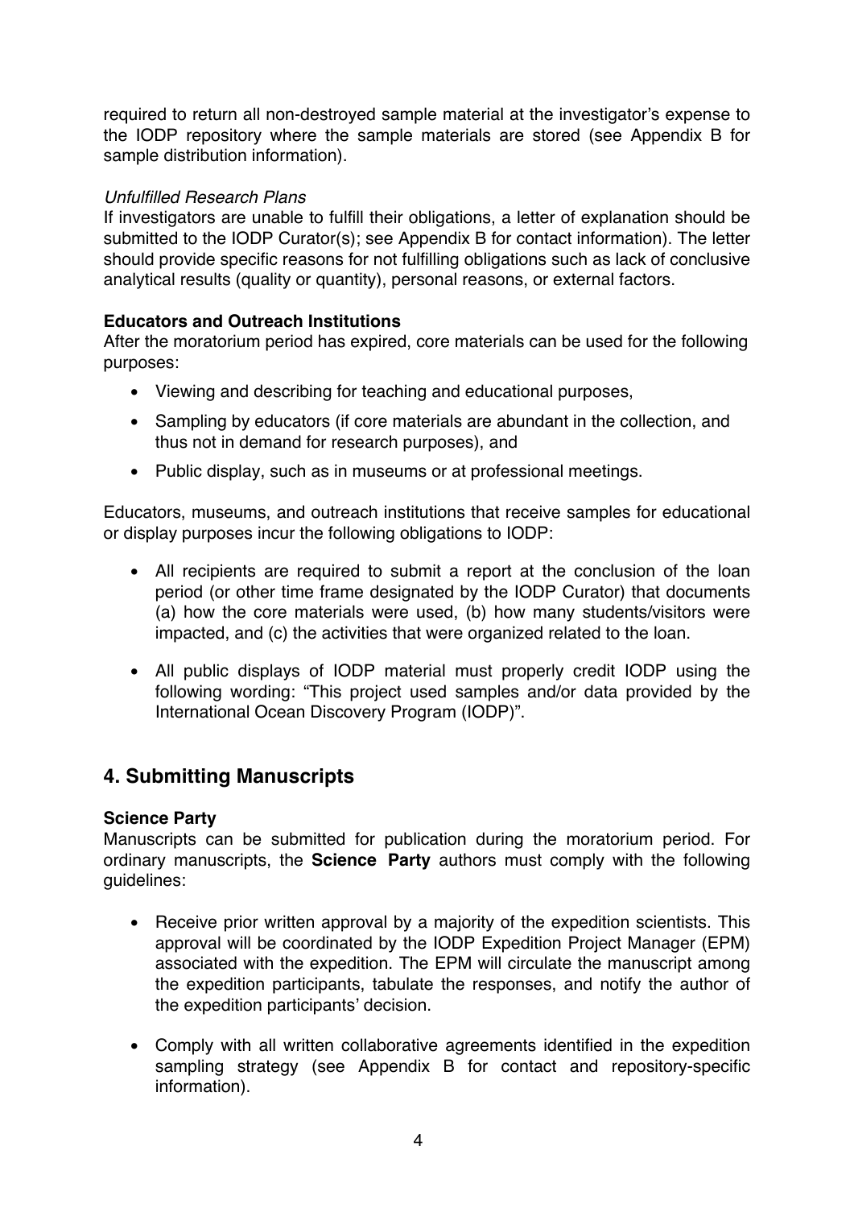required to return all non-destroyed sample material at the investigator's expense to the IODP repository where the sample materials are stored (see Appendix B for sample distribution information).

*Unfulfilled Research Plans*

If investigators are unable to fulfill their obligations, a letter of explanation should be submitted to the IODP Curator(s); see Appendix B for contact information). The letter should provide specific reasons for not fulfilling obligations such as lack of conclusive analytical results (quality or quantity), personal reasons, or external factors.

**Educators and Outreach Institutions**

After the moratorium period has expired, core materials can be used for the following purposes:

- Viewing and describing for teaching and educational purposes,
- Sampling by educators (if core materials are abundant in the collection, and thus not in demand for research purposes), and
- Public display, such as in museums or at professional meetings.

Educators, museums, and outreach institutions that receive samples for educational or display purposes incur the following obligations to IODP:

- All recipients are required to submit a report at the conclusion of the loan period (or other time frame designated by the IODP Curator) that documents (a) how the core materials were used, (b) how many students/visitors were impacted, and (c) the activities that were organized related to the loan.
- All public displays of IODP material must properly credit IODP using the following wording: "This project used samples and/or data provided by the International Ocean Discovery Program (IODP)".

## 4. Submitting Manuscripts

**Science Party**

Manuscripts can be submitted for publication during the moratorium period. For ordinary manuscripts, the **Science Party** authors must comply with the following guidelines:

- Receive prior written approval by a majority of the expedition scientists. This approval will be coordinated by the IODP Expedition Project Manager (EPM) associated with the expedition. The EPM will circulate the manuscript among the expedition participants, tabulate the responses, and notify the author of the expedition participants' decision.
- Comply with all written collaborative agreements identified in the expedition sampling strategy (see Appendix B for contact and repository-specific information).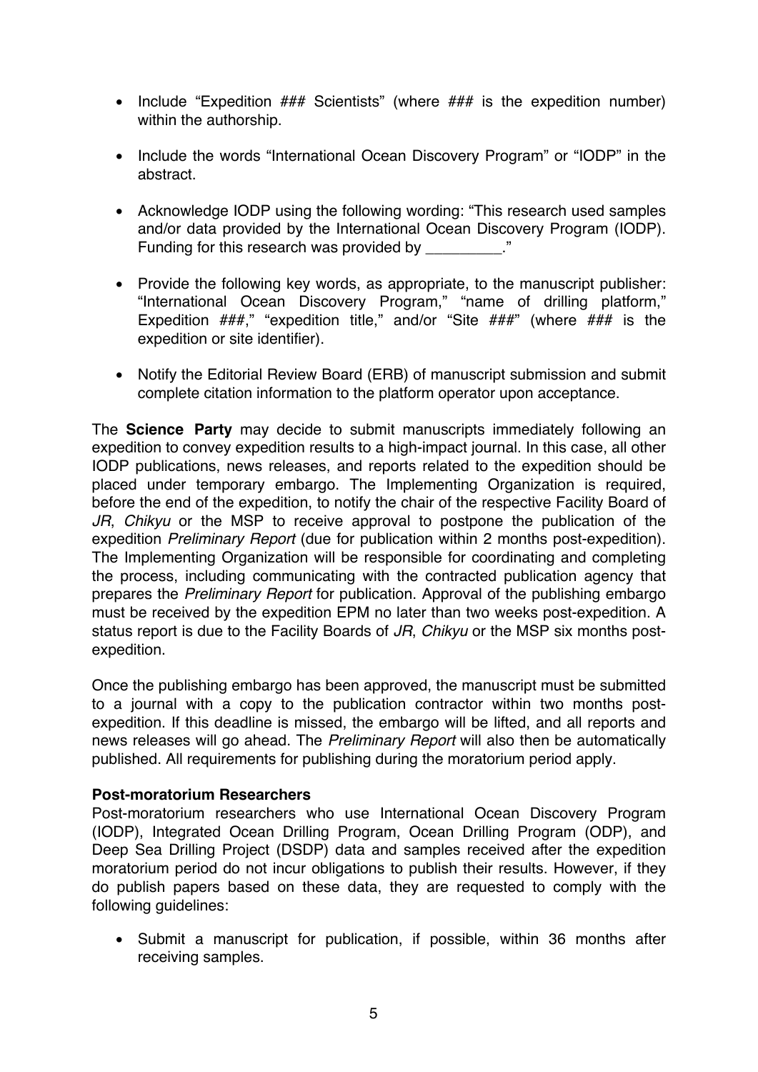- Include “Expedition ### Scientists” (where ### is the expedition number) within the authorship.

- Include the words “International Ocean Discovery Program” or “IODP” in the abstract.

- Acknowledge IODP using the following wording: “This research used samples and/or data provided by the International Ocean Discovery Program (IODP). Funding for this research was provided by _________.”

- Provide the following key words, as appropriate, to the manuscript publisher: “International Ocean Discovery Program,” “name of drilling platform,” Expedition ###,” “expedition title,” and/or “Site ###” (where ### is the expedition or site identifier).

- Notify the Editorial Review Board (ERB) of manuscript submission and submit complete citation information to the platform operator upon acceptance.

The **Science Party** may decide to submit manuscripts immediately following an expedition to convey expedition results to a high-impact journal. In this case, all other IODP publications, news releases, and reports related to the expedition should be placed under temporary embargo. The Implementing Organization is required, before the end of the expedition, to notify the chair of the respective Facility Board of *JR*, *Chikyu* or the MSP to receive approval to postpone the publication of the expedition *Preliminary Report* (due for publication within 2 months post-expedition). The Implementing Organization will be responsible for coordinating and completing the process, including communicating with the contracted publication agency that prepares the *Preliminary Report* for publication. Approval of the publishing embargo must be received by the expedition EPM no later than two weeks post-expedition. A status report is due to the Facility Boards of *JR*, *Chikyu* or the MSP six months post-expedition.

Once the publishing embargo has been approved, the manuscript must be submitted to a journal with a copy to the publication contractor within two months post-expedition. If this deadline is missed, the embargo will be lifted, and all reports and news releases will go ahead. The *Preliminary Report* will also then be automatically published. All requirements for publishing during the moratorium period apply.

**Post-moratorium Researchers**

Post-moratorium researchers who use International Ocean Discovery Program (IODP), Integrated Ocean Drilling Program, Ocean Drilling Program (ODP), and Deep Sea Drilling Project (DSDP) data and samples received after the expedition moratorium period do not incur obligations to publish their results. However, if they do publish papers based on these data, they are requested to comply with the following guidelines:

- Submit a manuscript for publication, if possible, within 36 months after receiving samples.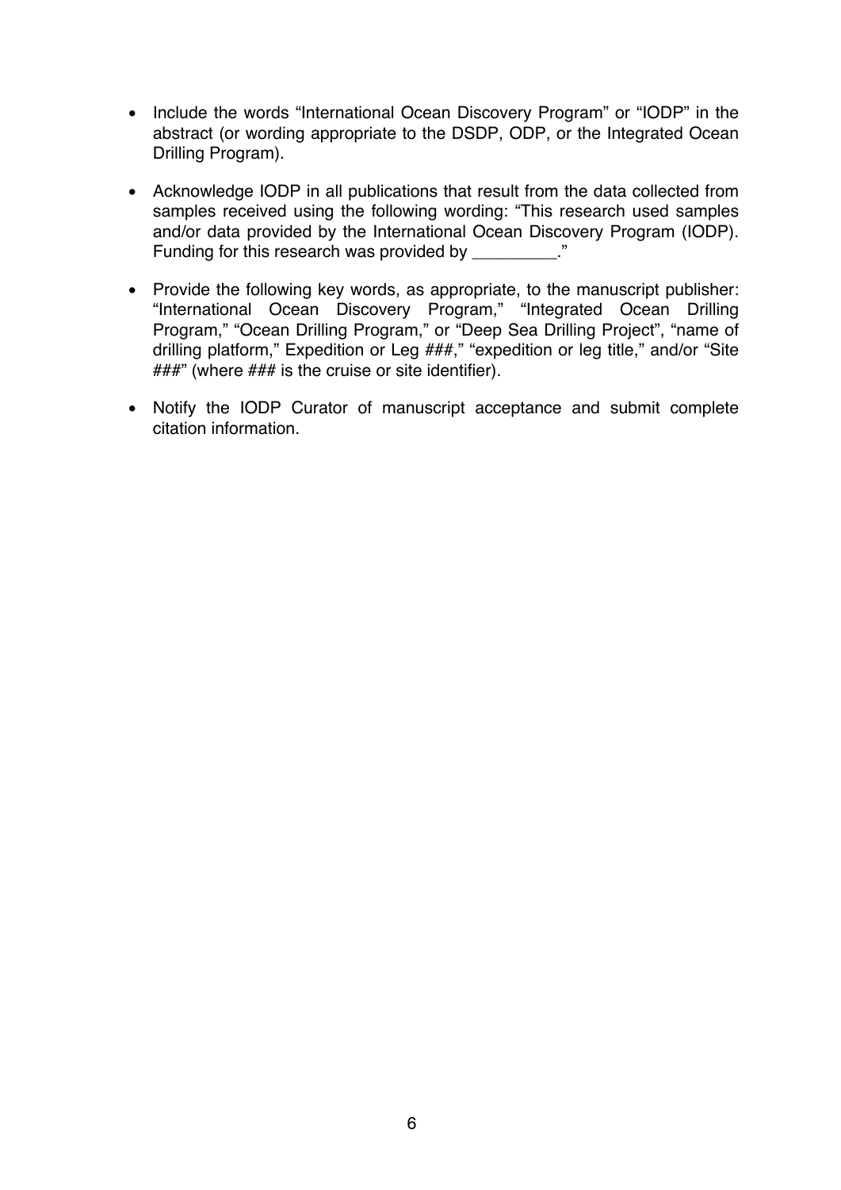- Include the words "International Ocean Discovery Program" or "IODP" in the abstract (or wording appropriate to the DSDP, ODP, or the Integrated Ocean Drilling Program).

- Acknowledge IODP in all publications that result from the data collected from samples received using the following wording: "This research used samples and/or data provided by the International Ocean Discovery Program (IODP). Funding for this research was provided by _________."

- Provide the following key words, as appropriate, to the manuscript publisher: "International Ocean Discovery Program," "Integrated Ocean Drilling Program," "Ocean Drilling Program," or "Deep Sea Drilling Project", "name of drilling platform," Expedition or Leg ###," "expedition or leg title," and/or "Site ###" (where ### is the cruise or site identifier).

- Notify the IODP Curator of manuscript acceptance and submit complete citation information.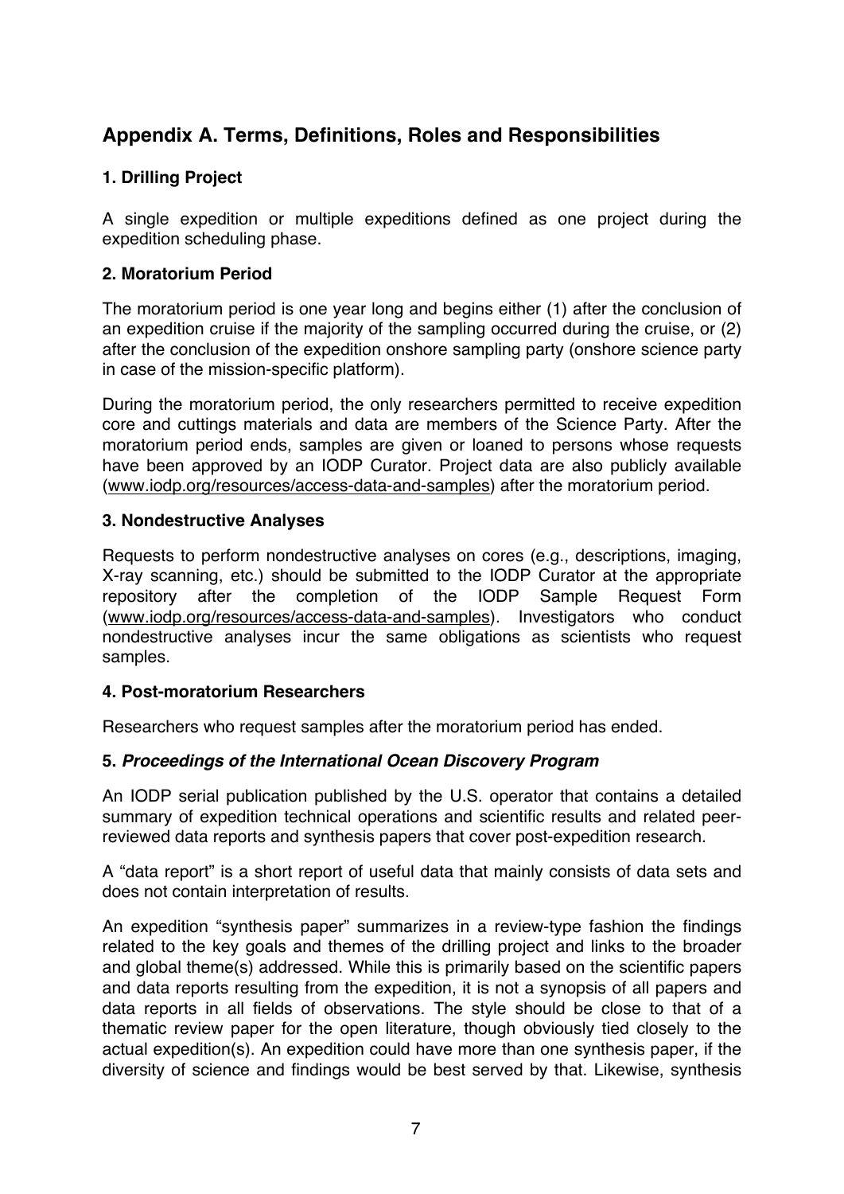# Appendix A. Terms, Definitions, Roles and Responsibilities

### 1. Drilling Project

A single expedition or multiple expeditions defined as one project during the expedition scheduling phase.

### 2. Moratorium Period

The moratorium period is one year long and begins either (1) after the conclusion of an expedition cruise if the majority of the sampling occurred during the cruise, or (2) after the conclusion of the expedition onshore sampling party (onshore science party in case of the mission-specific platform).

During the moratorium period, the only researchers permitted to receive expedition core and cuttings materials and data are members of the Science Party. After the moratorium period ends, samples are given or loaned to persons whose requests have been approved by an IODP Curator. Project data are also publicly available (www.iodp.org/resources/access-data-and-samples) after the moratorium period.

### 3. Nondestructive Analyses

Requests to perform nondestructive analyses on cores (e.g., descriptions, imaging, X-ray scanning, etc.) should be submitted to the IODP Curator at the appropriate repository after the completion of the IODP Sample Request Form (www.iodp.org/resources/access-data-and-samples). Investigators who conduct nondestructive analyses incur the same obligations as scientists who request samples.

### 4. Post-moratorium Researchers

Researchers who request samples after the moratorium period has ended.

### 5. *Proceedings of the International Ocean Discovery Program*

An IODP serial publication published by the U.S. operator that contains a detailed summary of expedition technical operations and scientific results and related peer-reviewed data reports and synthesis papers that cover post-expedition research.

A "data report" is a short report of useful data that mainly consists of data sets and does not contain interpretation of results.

An expedition "synthesis paper" summarizes in a review-type fashion the findings related to the key goals and themes of the drilling project and links to the broader and global theme(s) addressed. While this is primarily based on the scientific papers and data reports resulting from the expedition, it is not a synopsis of all papers and data reports in all fields of observations. The style should be close to that of a thematic review paper for the open literature, though obviously tied closely to the actual expedition(s). An expedition could have more than one synthesis paper, if the diversity of science and findings would be best served by that. Likewise, synthesis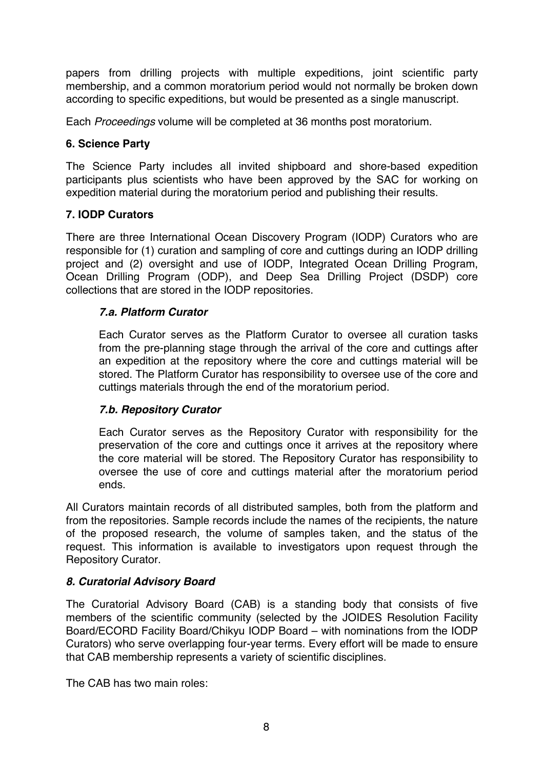papers from drilling projects with multiple expeditions, joint scientific party membership, and a common moratorium period would not normally be broken down according to specific expeditions, but would be presented as a single manuscript.

Each *Proceedings* volume will be completed at 36 months post moratorium.

**6. Science Party**

The Science Party includes all invited shipboard and shore-based expedition participants plus scientists who have been approved by the SAC for working on expedition material during the moratorium period and publishing their results.

**7. IODP Curators**

There are three International Ocean Discovery Program (IODP) Curators who are responsible for (1) curation and sampling of core and cuttings during an IODP drilling project and (2) oversight and use of IODP, Integrated Ocean Drilling Program, Ocean Drilling Program (ODP), and Deep Sea Drilling Project (DSDP) core collections that are stored in the IODP repositories.

***7.a. Platform Curator***

Each Curator serves as the Platform Curator to oversee all curation tasks from the pre-planning stage through the arrival of the core and cuttings after an expedition at the repository where the core and cuttings material will be stored. The Platform Curator has responsibility to oversee use of the core and cuttings materials through the end of the moratorium period.

***7.b. Repository Curator***

Each Curator serves as the Repository Curator with responsibility for the preservation of the core and cuttings once it arrives at the repository where the core material will be stored. The Repository Curator has responsibility to oversee the use of core and cuttings material after the moratorium period ends.

All Curators maintain records of all distributed samples, both from the platform and from the repositories. Sample records include the names of the recipients, the nature of the proposed research, the volume of samples taken, and the status of the request. This information is available to investigators upon request through the Repository Curator.

***8. Curatorial Advisory Board***

The Curatorial Advisory Board (CAB) is a standing body that consists of five members of the scientific community (selected by the JOIDES Resolution Facility Board/ECORD Facility Board/Chikyu IODP Board – with nominations from the IODP Curators) who serve overlapping four-year terms. Every effort will be made to ensure that CAB membership represents a variety of scientific disciplines.

The CAB has two main roles: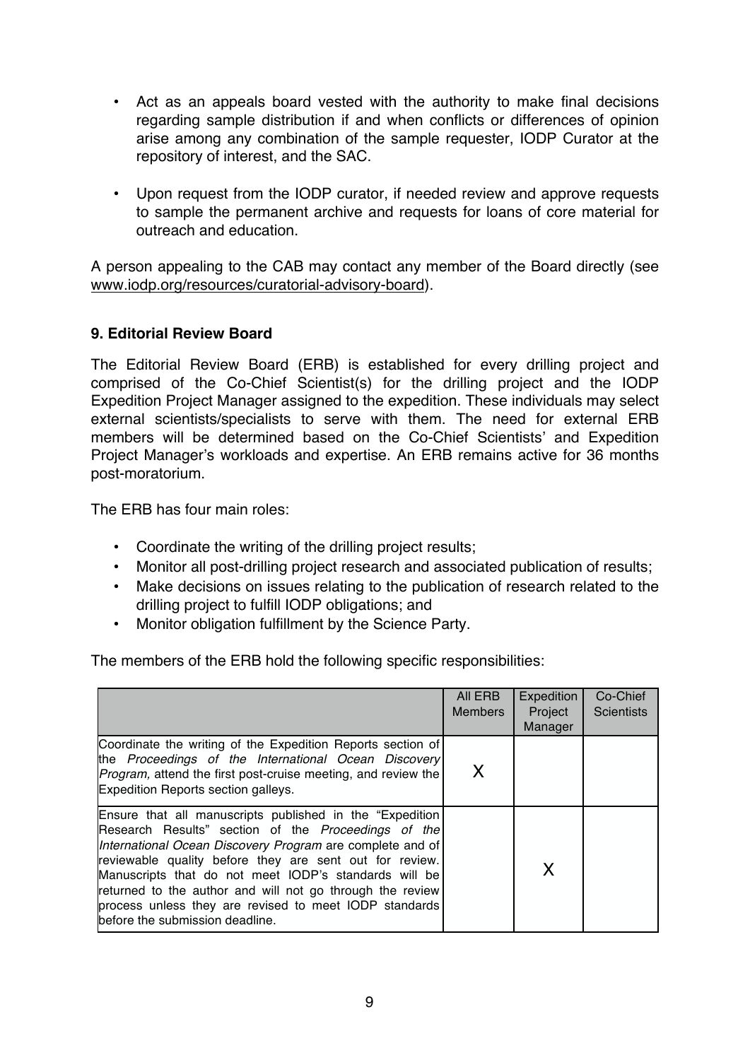- Act as an appeals board vested with the authority to make final decisions regarding sample distribution if and when conflicts or differences of opinion arise among any combination of the sample requester, IODP Curator at the repository of interest, and the SAC.
- Upon request from the IODP curator, if needed review and approve requests to sample the permanent archive and requests for loans of core material for outreach and education.

A person appealing to the CAB may contact any member of the Board directly (see www.iodp.org/resources/curatorial-advisory-board).

## 9. Editorial Review Board

The Editorial Review Board (ERB) is established for every drilling project and comprised of the Co-Chief Scientist(s) for the drilling project and the IODP Expedition Project Manager assigned to the expedition. These individuals may select external scientists/specialists to serve with them. The need for external ERB members will be determined based on the Co-Chief Scientists' and Expedition Project Manager's workloads and expertise. An ERB remains active for 36 months post-moratorium.

The ERB has four main roles:

- Coordinate the writing of the drilling project results;
- Monitor all post-drilling project research and associated publication of results;
- Make decisions on issues relating to the publication of research related to the drilling project to fulfill IODP obligations; and
- Monitor obligation fulfillment by the Science Party.

The members of the ERB hold the following specific responsibilities:

| | All ERB Members | Expedition Project Manager | Co-Chief Scientists |
|---|---|---|---|
| Coordinate the writing of the Expedition Reports section of the *Proceedings of the International Ocean Discovery Program,* attend the first post-cruise meeting, and review the Expedition Reports section galleys. | X | | |
| Ensure that all manuscripts published in the "Expedition Research Results" section of the *Proceedings of the International Ocean Discovery Program* are complete and of reviewable quality before they are sent out for review. Manuscripts that do not meet IODP's standards will be returned to the author and will not go through the review process unless they are revised to meet IODP standards before the submission deadline. | | X | |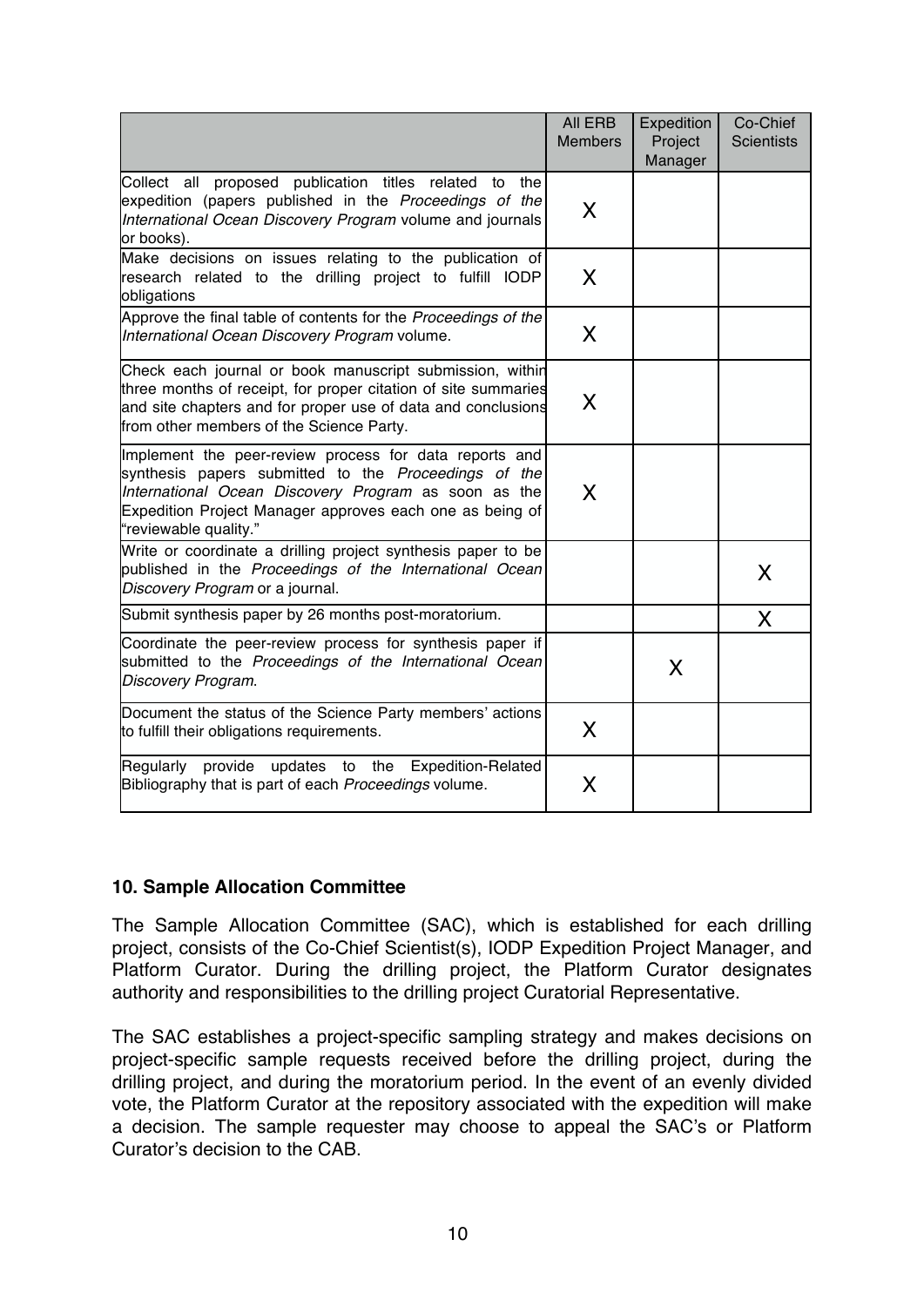| | All ERB Members | Expedition Project Manager | Co-Chief Scientists |
|---|---|---|---|
| Collect all proposed publication titles related to the expedition (papers published in the *Proceedings of the International Ocean Discovery Program* volume and journals or books). | X | | |
| Make decisions on issues relating to the publication of research related to the drilling project to fulfill IODP obligations | X | | |
| Approve the final table of contents for the *Proceedings of the International Ocean Discovery Program* volume. | X | | |
| Check each journal or book manuscript submission, within three months of receipt, for proper citation of site summaries and site chapters and for proper use of data and conclusions from other members of the Science Party. | X | | |
| Implement the peer-review process for data reports and synthesis papers submitted to the *Proceedings of the International Ocean Discovery Program* as soon as the Expedition Project Manager approves each one as being of "reviewable quality." | X | | |
| Write or coordinate a drilling project synthesis paper to be published in the *Proceedings of the International Ocean Discovery Program* or a journal. | | | X |
| Submit synthesis paper by 26 months post-moratorium. | | | X |
| Coordinate the peer-review process for synthesis paper if submitted to the *Proceedings of the International Ocean Discovery Program.* | | X | |
| Document the status of the Science Party members' actions to fulfill their obligations requirements. | X | | |
| Regularly provide updates to the Expedition-Related Bibliography that is part of each *Proceedings* volume. | X | | |

## 10. Sample Allocation Committee

The Sample Allocation Committee (SAC), which is established for each drilling project, consists of the Co-Chief Scientist(s), IODP Expedition Project Manager, and Platform Curator. During the drilling project, the Platform Curator designates authority and responsibilities to the drilling project Curatorial Representative.

The SAC establishes a project-specific sampling strategy and makes decisions on project-specific sample requests received before the drilling project, during the drilling project, and during the moratorium period. In the event of an evenly divided vote, the Platform Curator at the repository associated with the expedition will make a decision. The sample requester may choose to appeal the SAC's or Platform Curator's decision to the CAB.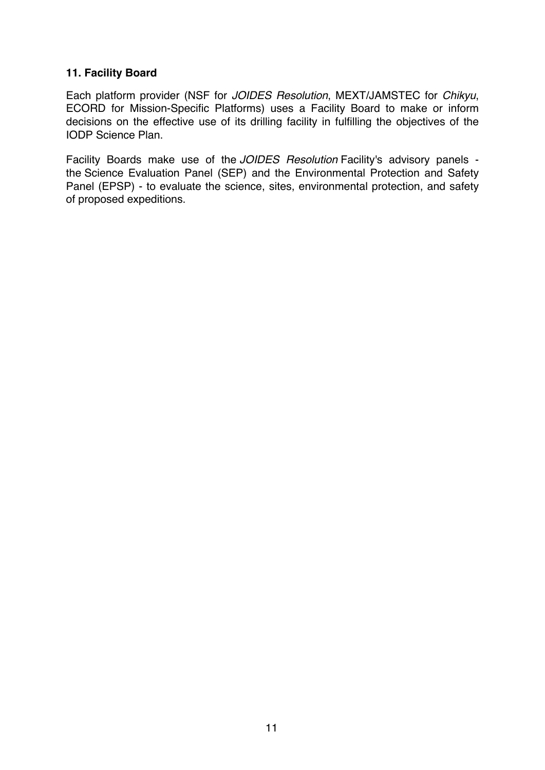## 11. Facility Board

Each platform provider (NSF for *JOIDES Resolution*, MEXT/JAMSTEC for *Chikyu*, ECORD for Mission-Specific Platforms) uses a Facility Board to make or inform decisions on the effective use of its drilling facility in fulfilling the objectives of the IODP Science Plan.

Facility Boards make use of the *JOIDES Resolution* Facility's advisory panels - the Science Evaluation Panel (SEP) and the Environmental Protection and Safety Panel (EPSP) - to evaluate the science, sites, environmental protection, and safety of proposed expeditions.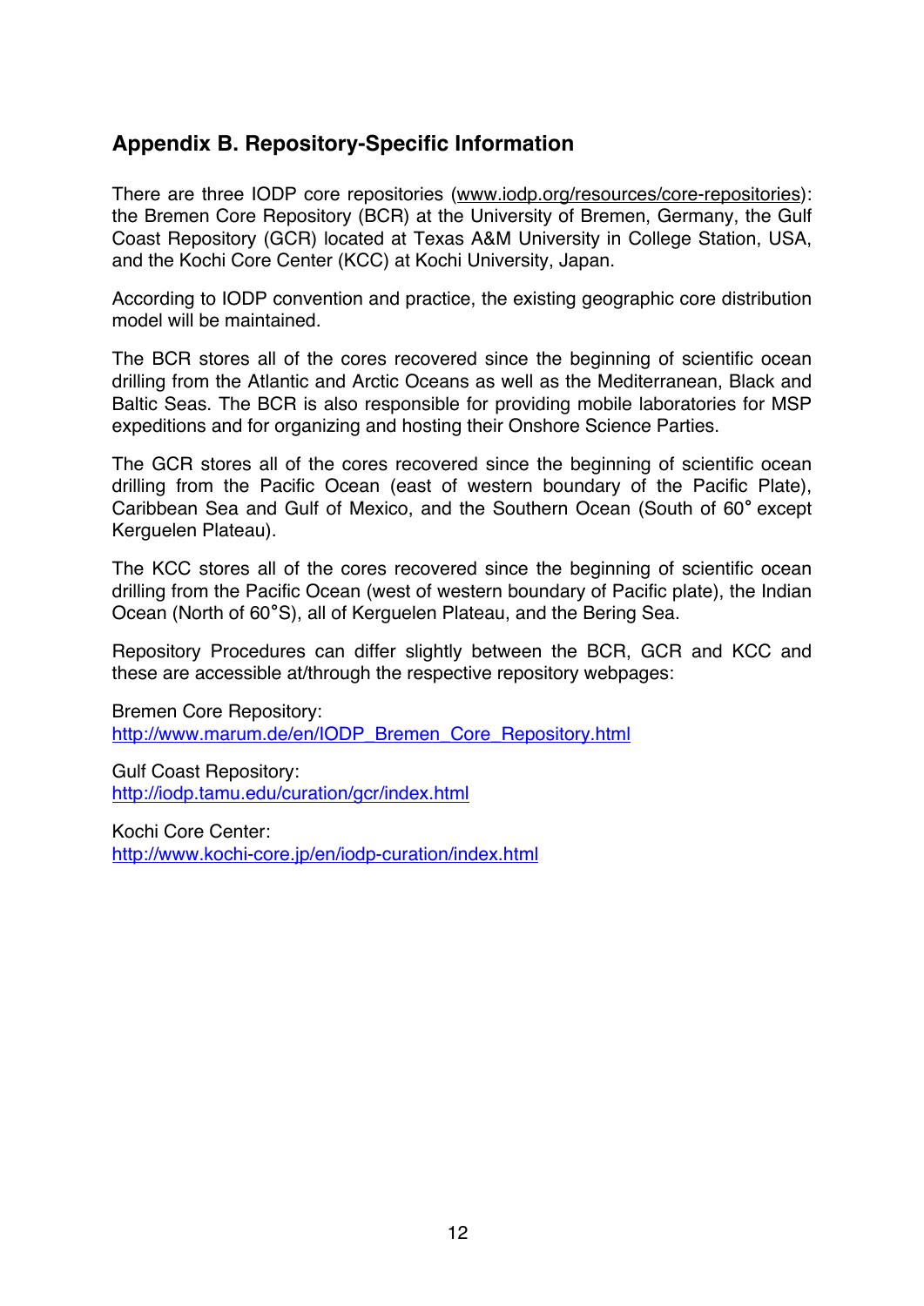## Appendix B. Repository-Specific Information

There are three IODP core repositories (www.iodp.org/resources/core-repositories): the Bremen Core Repository (BCR) at the University of Bremen, Germany, the Gulf Coast Repository (GCR) located at Texas A&M University in College Station, USA, and the Kochi Core Center (KCC) at Kochi University, Japan.

According to IODP convention and practice, the existing geographic core distribution model will be maintained.

The BCR stores all of the cores recovered since the beginning of scientific ocean drilling from the Atlantic and Arctic Oceans as well as the Mediterranean, Black and Baltic Seas. The BCR is also responsible for providing mobile laboratories for MSP expeditions and for organizing and hosting their Onshore Science Parties.

The GCR stores all of the cores recovered since the beginning of scientific ocean drilling from the Pacific Ocean (east of western boundary of the Pacific Plate), Caribbean Sea and Gulf of Mexico, and the Southern Ocean (South of 60° except Kerguelen Plateau).

The KCC stores all of the cores recovered since the beginning of scientific ocean drilling from the Pacific Ocean (west of western boundary of Pacific plate), the Indian Ocean (North of 60°S), all of Kerguelen Plateau, and the Bering Sea.

Repository Procedures can differ slightly between the BCR, GCR and KCC and these are accessible at/through the respective repository webpages:

Bremen Core Repository:
http://www.marum.de/en/IODP_Bremen_Core_Repository.html

Gulf Coast Repository:
http://iodp.tamu.edu/curation/gcr/index.html

Kochi Core Center:
http://www.kochi-core.jp/en/iodp-curation/index.html